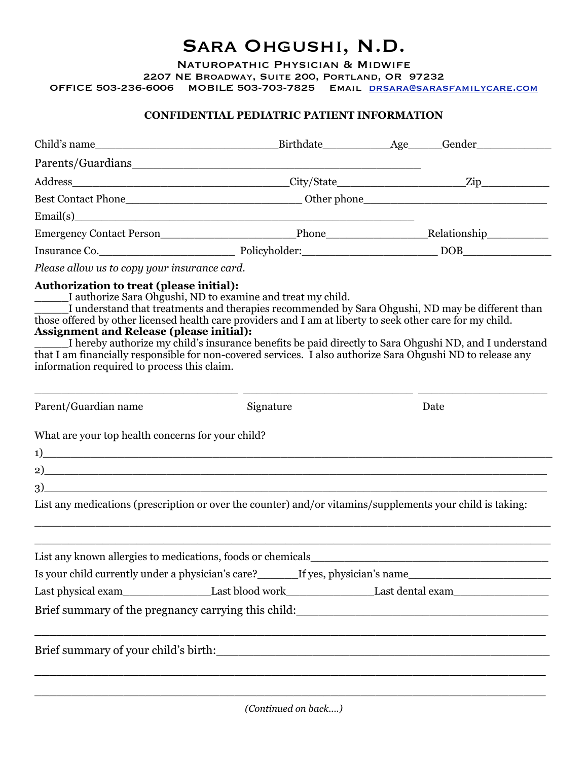# Sara Ohgushi, N.D.

**Naturopathic Physician & Midwife**
**2207 NE Broadway, Suite 200, Portland, OR 97232**
**OFFICE 503-236-6006 MOBILE 503-703-7825 Email drsara@sarasfamilycare.com**

## CONFIDENTIAL PEDIATRIC PATIENT INFORMATION

Child's name_____________________________Birthdate___________Age_____Gender____________

Parents/Guardians_____________________________________________

Address__________________________________City/State____________________Zip__________

Best Contact Phone____________________________ Other phone_____________________________

Email(s)_____________________________________________________

Emergency Contact Person_____________________Phone________________Relationship__________

Insurance Co.______________________ Policyholder:______________________ DOB______________

*Please allow us to copy your insurance card.*

**Authorization to treat (please initial):**
_____I authorize Sara Ohgushi, ND to examine and treat my child.
_____I understand that treatments and therapies recommended by Sara Ohgushi, ND may be different than those offered by other licensed health care providers and I am at liberty to seek other care for my child.
**Assignment and Release (please initial):**
_____I hereby authorize my child's insurance benefits be paid directly to Sara Ohgushi ND, and I understand that I am financially responsible for non-covered services. I also authorize Sara Ohgushi ND to release any information required to process this claim.

________________________________ ___________________________ ____________________

Parent/Guardian name Signature Date

What are your top health concerns for your child?

1)____________________________________________________________________________

2)____________________________________________________________________________

3)____________________________________________________________________________

List any medications (prescription or over the counter) and/or vitamins/supplements your child is taking:

______________________________________________________________________________

______________________________________________________________________________

List any known allergies to medications, foods or chemicals___________________________________

Is your child currently under a physician's care?______If yes, physician's name______________________

Last physical exam______________Last blood work______________Last dental exam_______________

Brief summary of the pregnancy carrying this child:____________________________________

______________________________________________________________________________

Brief summary of your child's birth:_____________________________________________

______________________________________________________________________________

______________________________________________________________________________

*(Continued on back….)*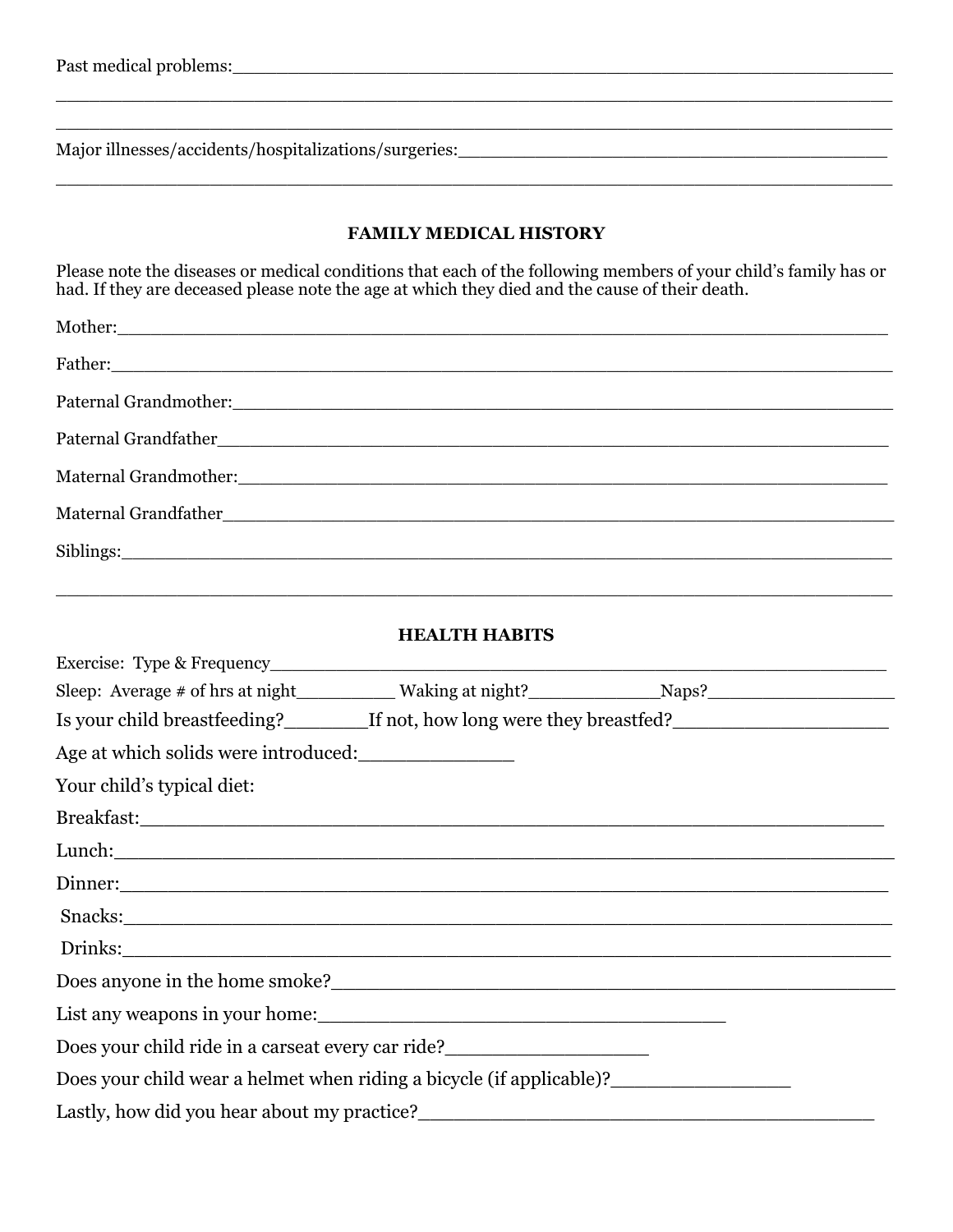Past medical problems:_______________________________________________________________

_______________________________________________________________________________

_______________________________________________________________________________

Major illnesses/accidents/hospitalizations/surgeries:________________________________________

_______________________________________________________________________________

## FAMILY MEDICAL HISTORY

Please note the diseases or medical conditions that each of the following members of your child's family has or had. If they are deceased please note the age at which they died and the cause of their death.

Mother:_______________________________________________________________________

Father:_______________________________________________________________________

Paternal Grandmother:___________________________________________________________

Paternal Grandfather____________________________________________________________

Maternal Grandmother:__________________________________________________________

Maternal Grandfather___________________________________________________________

Siblings:______________________________________________________________________

_______________________________________________________________________________

## HEALTH HABITS

Exercise: Type & Frequency______________________________________________________

Sleep: Average # of hrs at night_________ Waking at night?____________Naps?_________________

Is your child breastfeeding?________If not, how long were they breastfed?___________________

Age at which solids were introduced:_____________

Your child's typical diet:

Breakfast:____________________________________________________________________

Lunch:_______________________________________________________________________

Dinner:______________________________________________________________________

Snacks:______________________________________________________________________

Drinks:______________________________________________________________________

Does anyone in the home smoke?_________________________________________________

List any weapons in your home:____________________________________

Does your child ride in a carseat every car ride?_________________

Does your child wear a helmet when riding a bicycle (if applicable)?_______________

Lastly, how did you hear about my practice?______________________________________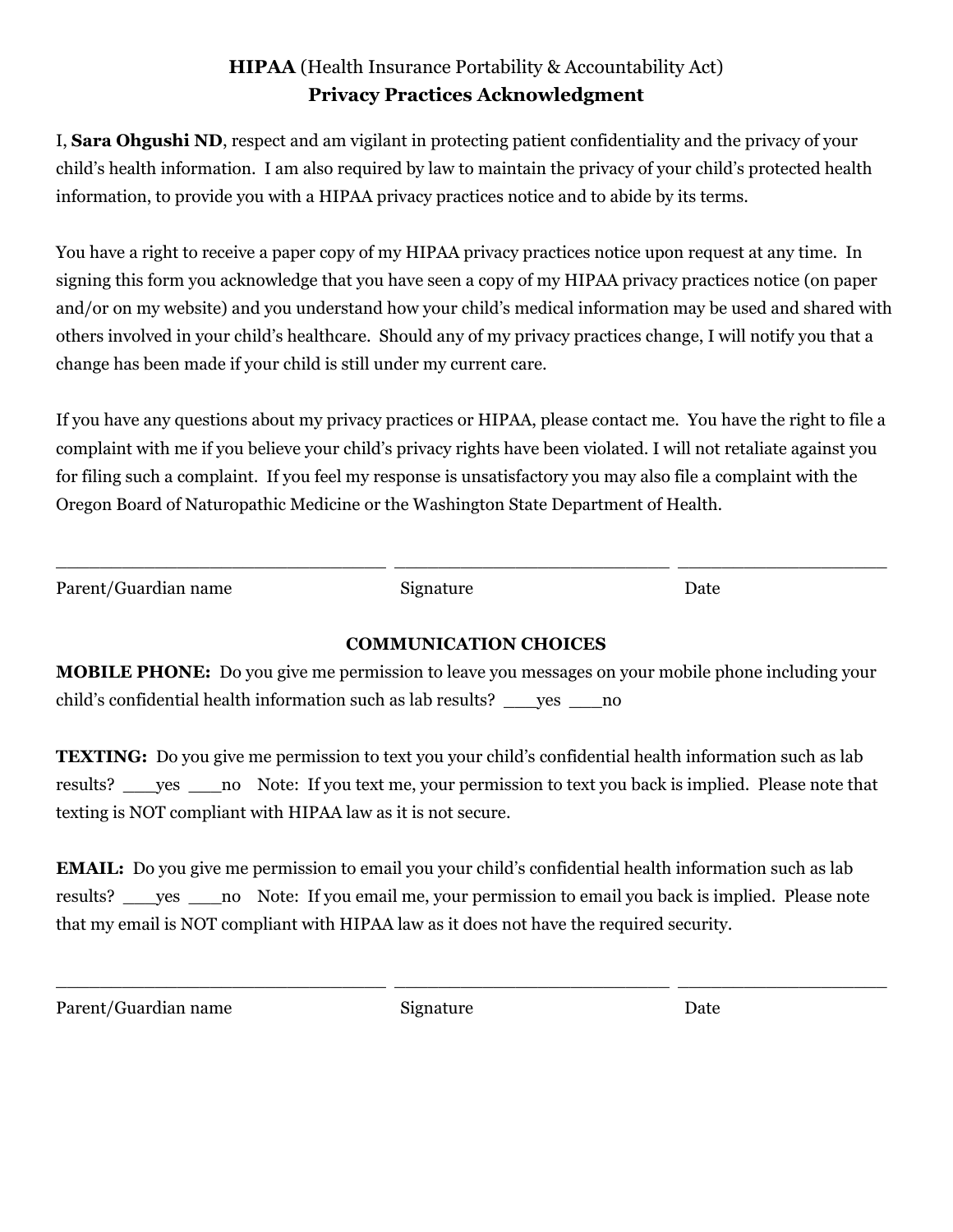**HIPAA** (Health Insurance Portability & Accountability Act)
**Privacy Practices Acknowledgment**

I, **Sara Ohgushi ND**, respect and am vigilant in protecting patient confidentiality and the privacy of your child's health information. I am also required by law to maintain the privacy of your child's protected health information, to provide you with a HIPAA privacy practices notice and to abide by its terms.

You have a right to receive a paper copy of my HIPAA privacy practices notice upon request at any time. In signing this form you acknowledge that you have seen a copy of my HIPAA privacy practices notice (on paper and/or on my website) and you understand how your child's medical information may be used and shared with others involved in your child's healthcare. Should any of my privacy practices change, I will notify you that a change has been made if your child is still under my current care.

If you have any questions about my privacy practices or HIPAA, please contact me. You have the right to file a complaint with me if you believe your child's privacy rights have been violated. I will not retaliate against you for filing such a complaint. If you feel my response is unsatisfactory you may also file a complaint with the Oregon Board of Naturopathic Medicine or the Washington State Department of Health.

_______________________________ _________________________ ___________________

Parent/Guardian name Signature Date

**COMMUNICATION CHOICES**

**MOBILE PHONE:** Do you give me permission to leave you messages on your mobile phone including your child's confidential health information such as lab results? ___yes ___no

**TEXTING:** Do you give me permission to text you your child's confidential health information such as lab results? ___yes ___no Note: If you text me, your permission to text you back is implied. Please note that texting is NOT compliant with HIPAA law as it is not secure.

**EMAIL:** Do you give me permission to email you your child's confidential health information such as lab results? ___yes ___no Note: If you email me, your permission to email you back is implied. Please note that my email is NOT compliant with HIPAA law as it does not have the required security.

_______________________________ _________________________ ___________________

Parent/Guardian name Signature Date